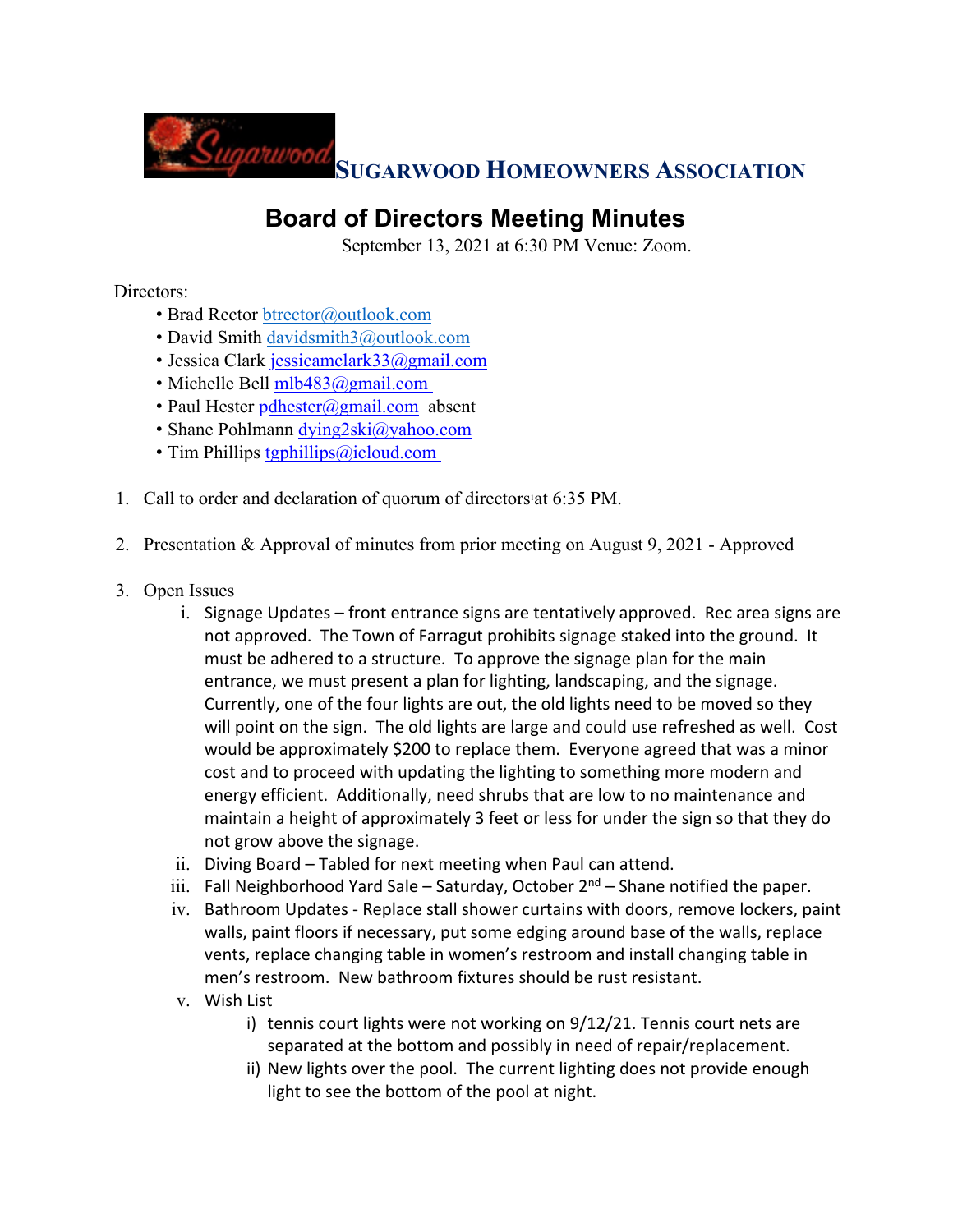# SUGARWOOD HOMEOWNERS ASSOCIATION

## Board of Directors Meeting Minutes

September 13, 2021 at 6:30 PM Venue: Zoom.

Directors:

- Brad Rector btrector@outlook.com
- David Smith davidsmith3@outlook.com
- Jessica Clark jessicamclark33@gmail.com
- Michelle Bell mlb483@gmail.com
- Paul Hester pdhester@gmail.com absent
- Shane Pohlmann dying2ski@yahoo.com
- Tim Phillips tgphillips@icloud.com

1. Call to order and declaration of quorum of directors at 6:35 PM.

2. Presentation & Approval of minutes from prior meeting on August 9, 2021 - Approved

3. Open Issues
   i. Signage Updates – front entrance signs are tentatively approved. Rec area signs are not approved. The Town of Farragut prohibits signage staked into the ground. It must be adhered to a structure. To approve the signage plan for the main entrance, we must present a plan for lighting, landscaping, and the signage. Currently, one of the four lights are out, the old lights need to be moved so they will point on the sign. The old lights are large and could use refreshed as well. Cost would be approximately $200 to replace them. Everyone agreed that was a minor cost and to proceed with updating the lighting to something more modern and energy efficient. Additionally, need shrubs that are low to no maintenance and maintain a height of approximately 3 feet or less for under the sign so that they do not grow above the signage.
   ii. Diving Board – Tabled for next meeting when Paul can attend.
   iii. Fall Neighborhood Yard Sale – Saturday, October 2nd – Shane notified the paper.
   iv. Bathroom Updates - Replace stall shower curtains with doors, remove lockers, paint walls, paint floors if necessary, put some edging around base of the walls, replace vents, replace changing table in women's restroom and install changing table in men's restroom. New bathroom fixtures should be rust resistant.
   v. Wish List
      i) tennis court lights were not working on 9/12/21. Tennis court nets are separated at the bottom and possibly in need of repair/replacement.
      ii) New lights over the pool. The current lighting does not provide enough light to see the bottom of the pool at night.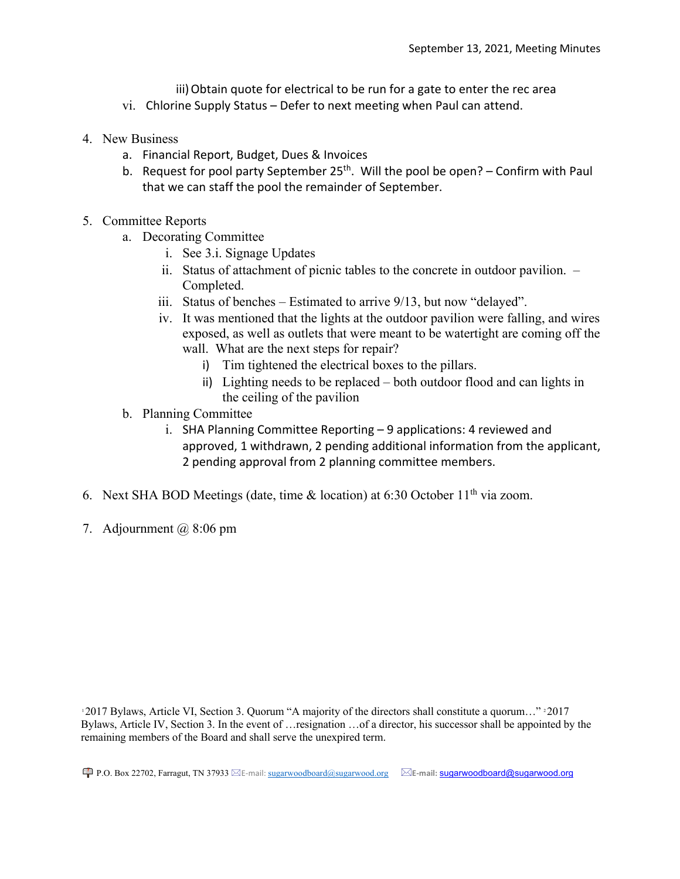iii) Obtain quote for electrical to be run for a gate to enter the rec area

vi. Chlorine Supply Status – Defer to next meeting when Paul can attend.

4. New Business
   a. Financial Report, Budget, Dues & Invoices
   b. Request for pool party September 25th. Will the pool be open? – Confirm with Paul that we can staff the pool the remainder of September.

5. Committee Reports
   a. Decorating Committee
      i. See 3.i. Signage Updates
      ii. Status of attachment of picnic tables to the concrete in outdoor pavilion. – Completed.
      iii. Status of benches – Estimated to arrive 9/13, but now "delayed".
      iv. It was mentioned that the lights at the outdoor pavilion were falling, and wires exposed, as well as outlets that were meant to be watertight are coming off the wall. What are the next steps for repair?
         i) Tim tightened the electrical boxes to the pillars.
         ii) Lighting needs to be replaced – both outdoor flood and can lights in the ceiling of the pavilion
   b. Planning Committee
      i. SHA Planning Committee Reporting – 9 applications: 4 reviewed and approved, 1 withdrawn, 2 pending additional information from the applicant, 2 pending approval from 2 planning committee members.

6. Next SHA BOD Meetings (date, time & location) at 6:30 October 11th via zoom.

7. Adjournment @ 8:06 pm

[1] 2017 Bylaws, Article VI, Section 3. Quorum "A majority of the directors shall constitute a quorum…" [2] 2017 Bylaws, Article IV, Section 3. In the event of …resignation …of a director, his successor shall be appointed by the remaining members of the Board and shall serve the unexpired term.

P.O. Box 22702, Farragut, TN 37933 E-mail: sugarwoodboard@sugarwood.org E-mail: sugarwoodboard@sugarwood.org